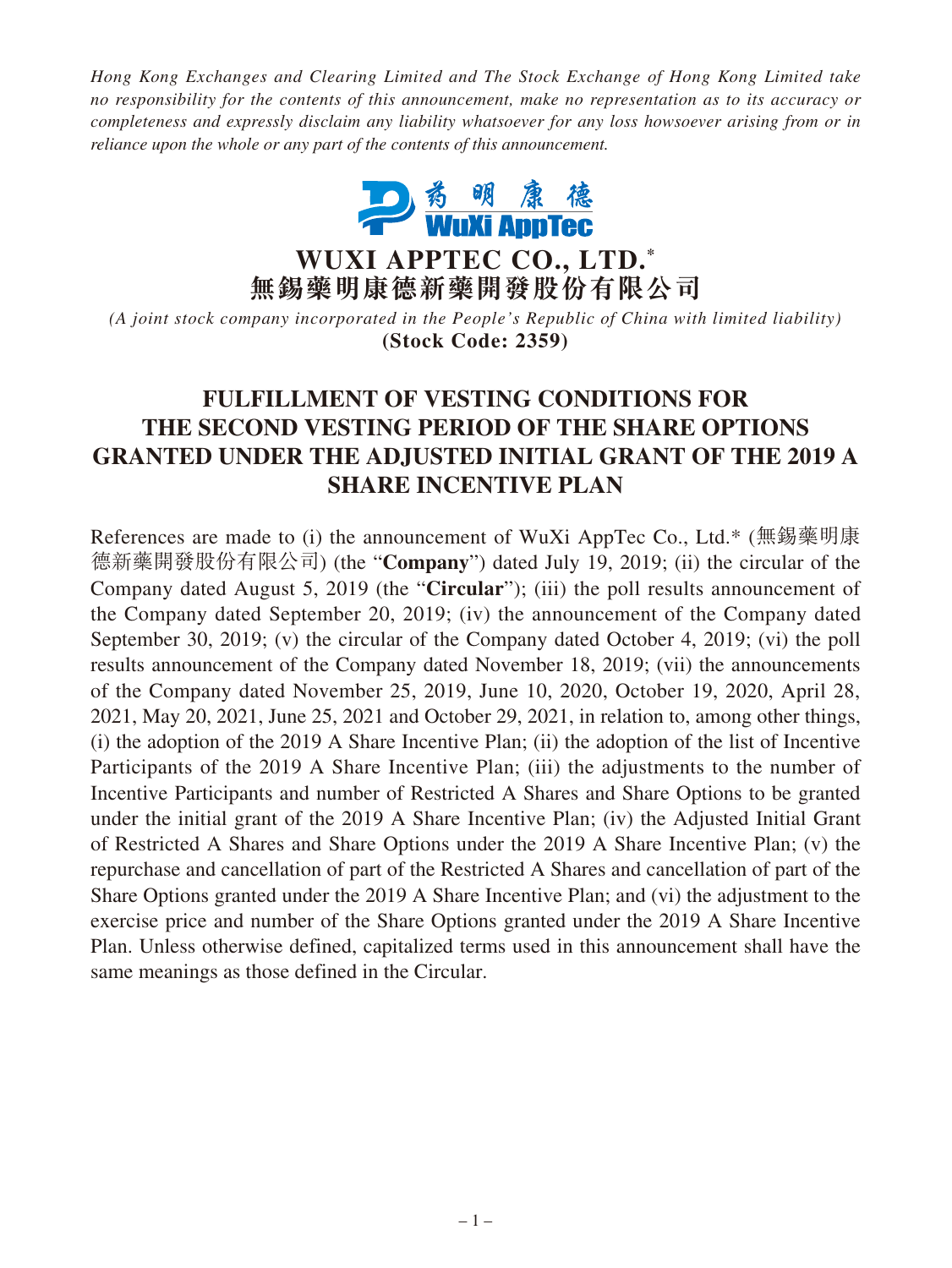*Hong Kong Exchanges and Clearing Limited and The Stock Exchange of Hong Kong Limited take no responsibility for the contents of this announcement, make no representation as to its accuracy or completeness and expressly disclaim any liability whatsoever for any loss howsoever arising from or in reliance upon the whole or any part of the contents of this announcement.*

# WUXI APPTEC CO., LTD.*
# 無錫藥明康德新藥開發股份有限公司

*(A joint stock company incorporated in the People's Republic of China with limited liability)*
**(Stock Code: 2359)**

## FULFILLMENT OF VESTING CONDITIONS FOR THE SECOND VESTING PERIOD OF THE SHARE OPTIONS GRANTED UNDER THE ADJUSTED INITIAL GRANT OF THE 2019 A SHARE INCENTIVE PLAN

References are made to (i) the announcement of WuXi AppTec Co., Ltd.* (無錫藥明康德新藥開發股份有限公司) (the "**Company**") dated July 19, 2019; (ii) the circular of the Company dated August 5, 2019 (the "**Circular**"); (iii) the poll results announcement of the Company dated September 20, 2019; (iv) the announcement of the Company dated September 30, 2019; (v) the circular of the Company dated October 4, 2019; (vi) the poll results announcement of the Company dated November 18, 2019; (vii) the announcements of the Company dated November 25, 2019, June 10, 2020, October 19, 2020, April 28, 2021, May 20, 2021, June 25, 2021 and October 29, 2021, in relation to, among other things, (i) the adoption of the 2019 A Share Incentive Plan; (ii) the adoption of the list of Incentive Participants of the 2019 A Share Incentive Plan; (iii) the adjustments to the number of Incentive Participants and number of Restricted A Shares and Share Options to be granted under the initial grant of the 2019 A Share Incentive Plan; (iv) the Adjusted Initial Grant of Restricted A Shares and Share Options under the 2019 A Share Incentive Plan; (v) the repurchase and cancellation of part of the Restricted A Shares and cancellation of part of the Share Options granted under the 2019 A Share Incentive Plan; and (vi) the adjustment to the exercise price and number of the Share Options granted under the 2019 A Share Incentive Plan. Unless otherwise defined, capitalized terms used in this announcement shall have the same meanings as those defined in the Circular.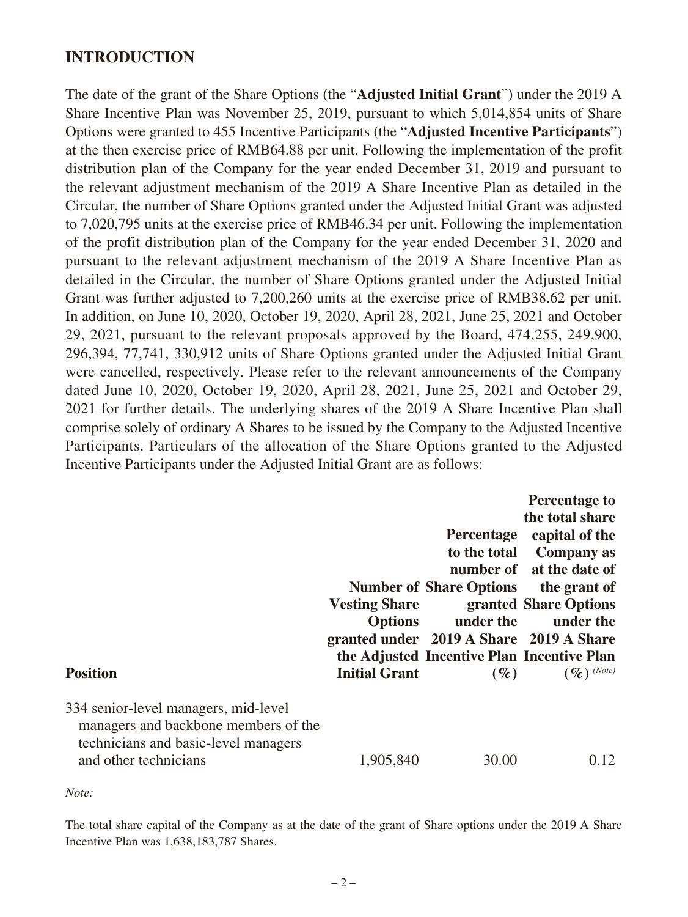## INTRODUCTION

The date of the grant of the Share Options (the "**Adjusted Initial Grant**") under the 2019 A Share Incentive Plan was November 25, 2019, pursuant to which 5,014,854 units of Share Options were granted to 455 Incentive Participants (the "**Adjusted Incentive Participants**") at the then exercise price of RMB64.88 per unit. Following the implementation of the profit distribution plan of the Company for the year ended December 31, 2019 and pursuant to the relevant adjustment mechanism of the 2019 A Share Incentive Plan as detailed in the Circular, the number of Share Options granted under the Adjusted Initial Grant was adjusted to 7,020,795 units at the exercise price of RMB46.34 per unit. Following the implementation of the profit distribution plan of the Company for the year ended December 31, 2020 and pursuant to the relevant adjustment mechanism of the 2019 A Share Incentive Plan as detailed in the Circular, the number of Share Options granted under the Adjusted Initial Grant was further adjusted to 7,200,260 units at the exercise price of RMB38.62 per unit. In addition, on June 10, 2020, October 19, 2020, April 28, 2021, June 25, 2021 and October 29, 2021, pursuant to the relevant proposals approved by the Board, 474,255, 249,900, 296,394, 77,741, 330,912 units of Share Options granted under the Adjusted Initial Grant were cancelled, respectively. Please refer to the relevant announcements of the Company dated June 10, 2020, October 19, 2020, April 28, 2021, June 25, 2021 and October 29, 2021 for further details. The underlying shares of the 2019 A Share Incentive Plan shall comprise solely of ordinary A Shares to be issued by the Company to the Adjusted Incentive Participants. Particulars of the allocation of the Share Options granted to the Adjusted Incentive Participants under the Adjusted Initial Grant are as follows:

| Position | Number of Vesting Share Options granted under the Adjusted Initial Grant | Percentage to the total number of Share Options granted under the 2019 A Share Incentive Plan (%) | Percentage to the total share capital of the Company as at the date of the grant of Share Options under the 2019 A Share Incentive Plan (%) (Note) |
|---|---|---|---|
| 334 senior-level managers, mid-level managers and backbone members of the technicians and basic-level managers and other technicians | 1,905,840 | 30.00 | 0.12 |

*Note:*

The total share capital of the Company as at the date of the grant of Share options under the 2019 A Share Incentive Plan was 1,638,183,787 Shares.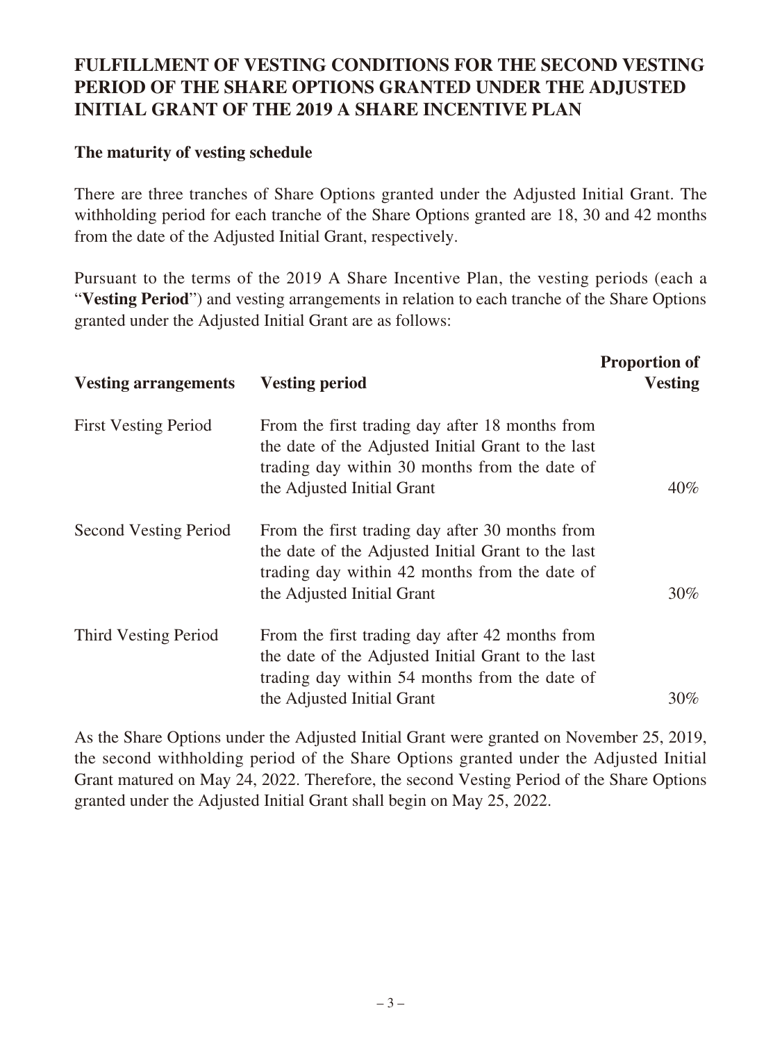## FULFILLMENT OF VESTING CONDITIONS FOR THE SECOND VESTING PERIOD OF THE SHARE OPTIONS GRANTED UNDER THE ADJUSTED INITIAL GRANT OF THE 2019 A SHARE INCENTIVE PLAN

**The maturity of vesting schedule**

There are three tranches of Share Options granted under the Adjusted Initial Grant. The withholding period for each tranche of the Share Options granted are 18, 30 and 42 months from the date of the Adjusted Initial Grant, respectively.

Pursuant to the terms of the 2019 A Share Incentive Plan, the vesting periods (each a "**Vesting Period**") and vesting arrangements in relation to each tranche of the Share Options granted under the Adjusted Initial Grant are as follows:

| Vesting arrangements | Vesting period | Proportion of Vesting |
|---|---|---|
| First Vesting Period | From the first trading day after 18 months from the date of the Adjusted Initial Grant to the last trading day within 30 months from the date of the Adjusted Initial Grant | 40% |
| Second Vesting Period | From the first trading day after 30 months from the date of the Adjusted Initial Grant to the last trading day within 42 months from the date of the Adjusted Initial Grant | 30% |
| Third Vesting Period | From the first trading day after 42 months from the date of the Adjusted Initial Grant to the last trading day within 54 months from the date of the Adjusted Initial Grant | 30% |

As the Share Options under the Adjusted Initial Grant were granted on November 25, 2019, the second withholding period of the Share Options granted under the Adjusted Initial Grant matured on May 24, 2022. Therefore, the second Vesting Period of the Share Options granted under the Adjusted Initial Grant shall begin on May 25, 2022.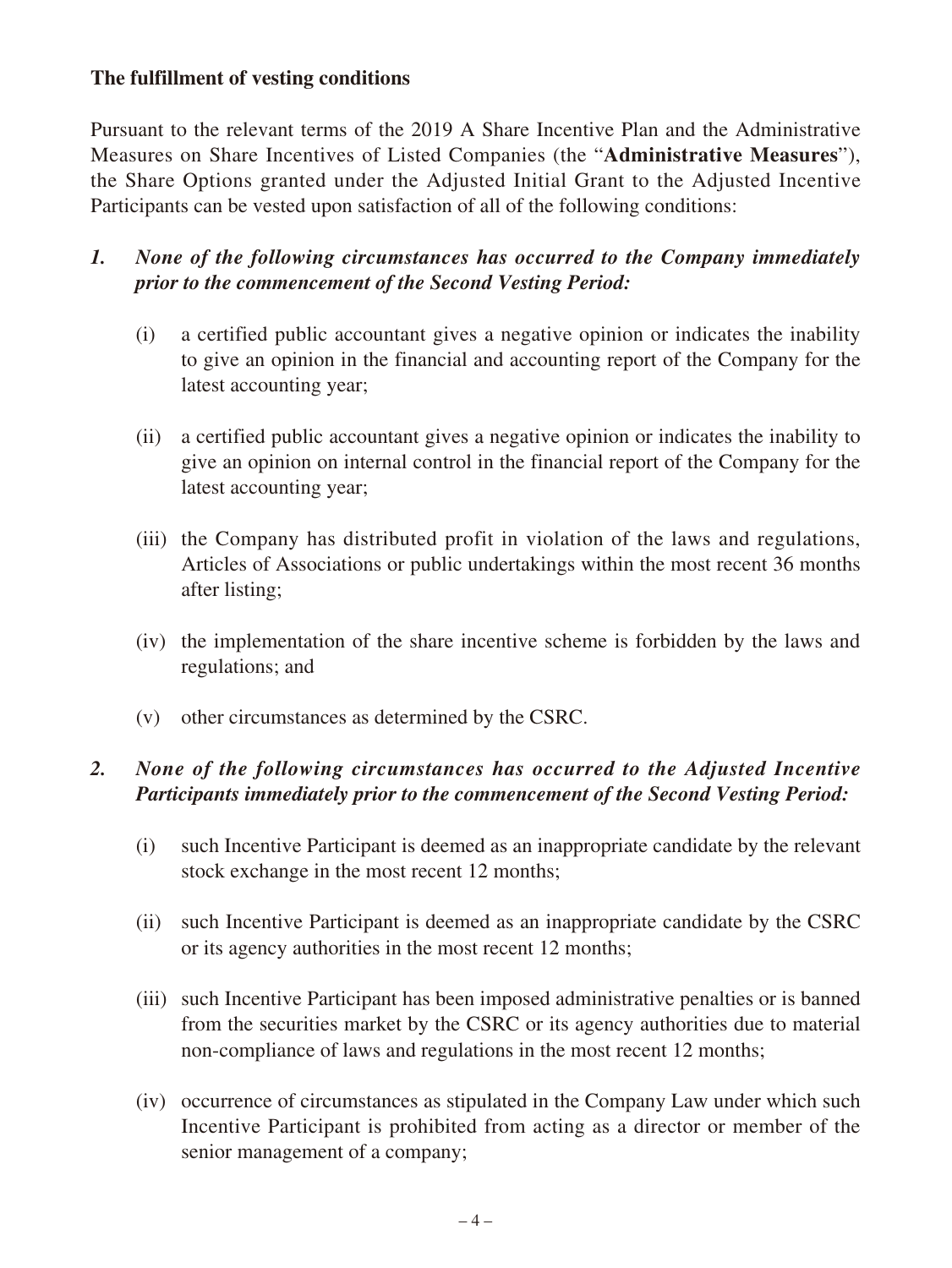**The fulfillment of vesting conditions**

Pursuant to the relevant terms of the 2019 A Share Incentive Plan and the Administrative Measures on Share Incentives of Listed Companies (the "**Administrative Measures**"), the Share Options granted under the Adjusted Initial Grant to the Adjusted Incentive Participants can be vested upon satisfaction of all of the following conditions:

1. ***None of the following circumstances has occurred to the Company immediately prior to the commencement of the Second Vesting Period:***

   (i) a certified public accountant gives a negative opinion or indicates the inability to give an opinion in the financial and accounting report of the Company for the latest accounting year;

   (ii) a certified public accountant gives a negative opinion or indicates the inability to give an opinion on internal control in the financial report of the Company for the latest accounting year;

   (iii) the Company has distributed profit in violation of the laws and regulations, Articles of Associations or public undertakings within the most recent 36 months after listing;

   (iv) the implementation of the share incentive scheme is forbidden by the laws and regulations; and

   (v) other circumstances as determined by the CSRC.

2. ***None of the following circumstances has occurred to the Adjusted Incentive Participants immediately prior to the commencement of the Second Vesting Period:***

   (i) such Incentive Participant is deemed as an inappropriate candidate by the relevant stock exchange in the most recent 12 months;

   (ii) such Incentive Participant is deemed as an inappropriate candidate by the CSRC or its agency authorities in the most recent 12 months;

   (iii) such Incentive Participant has been imposed administrative penalties or is banned from the securities market by the CSRC or its agency authorities due to material non-compliance of laws and regulations in the most recent 12 months;

   (iv) occurrence of circumstances as stipulated in the Company Law under which such Incentive Participant is prohibited from acting as a director or member of the senior management of a company;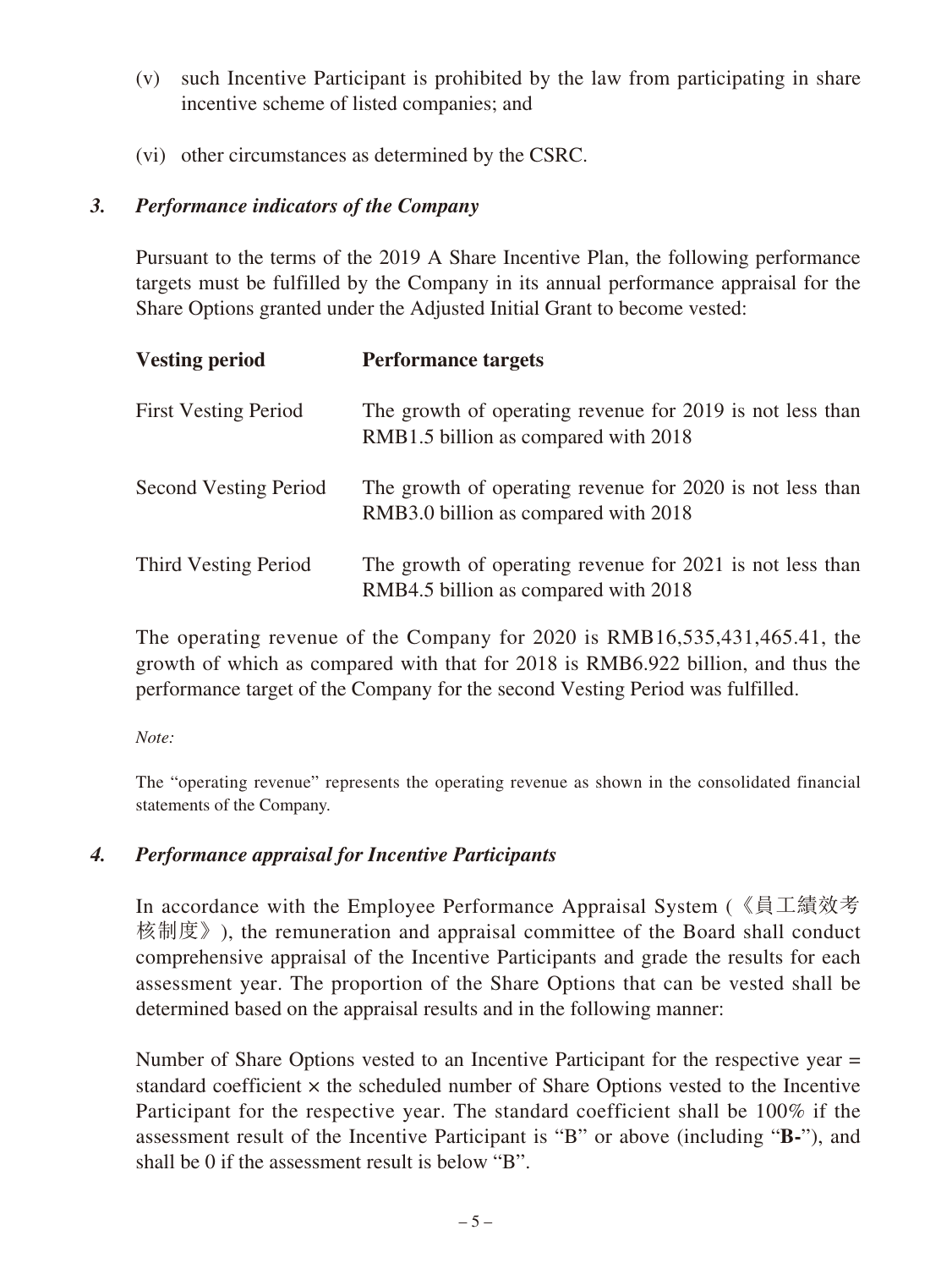(v) such Incentive Participant is prohibited by the law from participating in share incentive scheme of listed companies; and

(vi) other circumstances as determined by the CSRC.

### *3. Performance indicators of the Company*

Pursuant to the terms of the 2019 A Share Incentive Plan, the following performance targets must be fulfilled by the Company in its annual performance appraisal for the Share Options granted under the Adjusted Initial Grant to become vested:

| **Vesting period** | **Performance targets** |
|---|---|
| First Vesting Period | The growth of operating revenue for 2019 is not less than RMB1.5 billion as compared with 2018 |
| Second Vesting Period | The growth of operating revenue for 2020 is not less than RMB3.0 billion as compared with 2018 |
| Third Vesting Period | The growth of operating revenue for 2021 is not less than RMB4.5 billion as compared with 2018 |

The operating revenue of the Company for 2020 is RMB16,535,431,465.41, the growth of which as compared with that for 2018 is RMB6.922 billion, and thus the performance target of the Company for the second Vesting Period was fulfilled.

*Note:*

The "operating revenue" represents the operating revenue as shown in the consolidated financial statements of the Company.

### *4. Performance appraisal for Incentive Participants*

In accordance with the Employee Performance Appraisal System (《員工績效考核制度》), the remuneration and appraisal committee of the Board shall conduct comprehensive appraisal of the Incentive Participants and grade the results for each assessment year. The proportion of the Share Options that can be vested shall be determined based on the appraisal results and in the following manner:

Number of Share Options vested to an Incentive Participant for the respective year = standard coefficient × the scheduled number of Share Options vested to the Incentive Participant for the respective year. The standard coefficient shall be 100% if the assessment result of the Incentive Participant is "B" or above (including "**B-**"), and shall be 0 if the assessment result is below "B".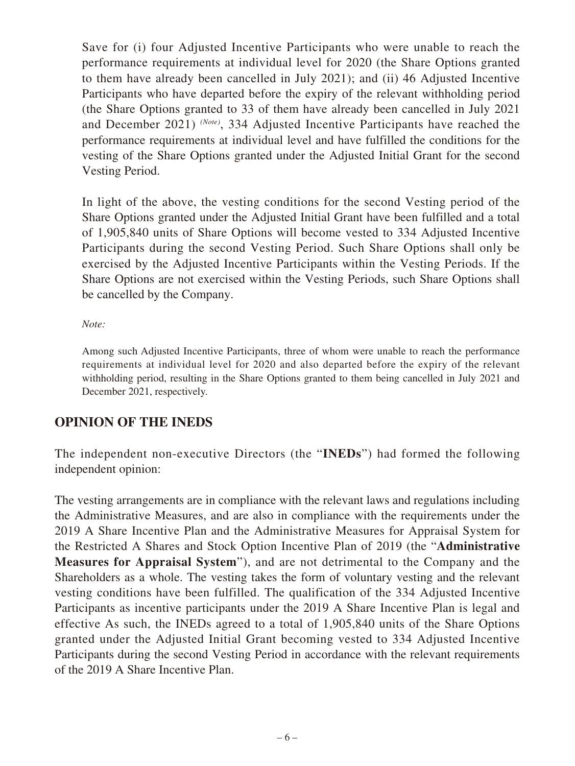Save for (i) four Adjusted Incentive Participants who were unable to reach the performance requirements at individual level for 2020 (the Share Options granted to them have already been cancelled in July 2021); and (ii) 46 Adjusted Incentive Participants who have departed before the expiry of the relevant withholding period (the Share Options granted to 33 of them have already been cancelled in July 2021 and December 2021) *(Note)*, 334 Adjusted Incentive Participants have reached the performance requirements at individual level and have fulfilled the conditions for the vesting of the Share Options granted under the Adjusted Initial Grant for the second Vesting Period.

In light of the above, the vesting conditions for the second Vesting period of the Share Options granted under the Adjusted Initial Grant have been fulfilled and a total of 1,905,840 units of Share Options will become vested to 334 Adjusted Incentive Participants during the second Vesting Period. Such Share Options shall only be exercised by the Adjusted Incentive Participants within the Vesting Periods. If the Share Options are not exercised within the Vesting Periods, such Share Options shall be cancelled by the Company.

*Note:*

Among such Adjusted Incentive Participants, three of whom were unable to reach the performance requirements at individual level for 2020 and also departed before the expiry of the relevant withholding period, resulting in the Share Options granted to them being cancelled in July 2021 and December 2021, respectively.

## OPINION OF THE INEDS

The independent non-executive Directors (the "**INEDs**") had formed the following independent opinion:

The vesting arrangements are in compliance with the relevant laws and regulations including the Administrative Measures, and are also in compliance with the requirements under the 2019 A Share Incentive Plan and the Administrative Measures for Appraisal System for the Restricted A Shares and Stock Option Incentive Plan of 2019 (the "**Administrative Measures for Appraisal System**"), and are not detrimental to the Company and the Shareholders as a whole. The vesting takes the form of voluntary vesting and the relevant vesting conditions have been fulfilled. The qualification of the 334 Adjusted Incentive Participants as incentive participants under the 2019 A Share Incentive Plan is legal and effective As such, the INEDs agreed to a total of 1,905,840 units of the Share Options granted under the Adjusted Initial Grant becoming vested to 334 Adjusted Incentive Participants during the second Vesting Period in accordance with the relevant requirements of the 2019 A Share Incentive Plan.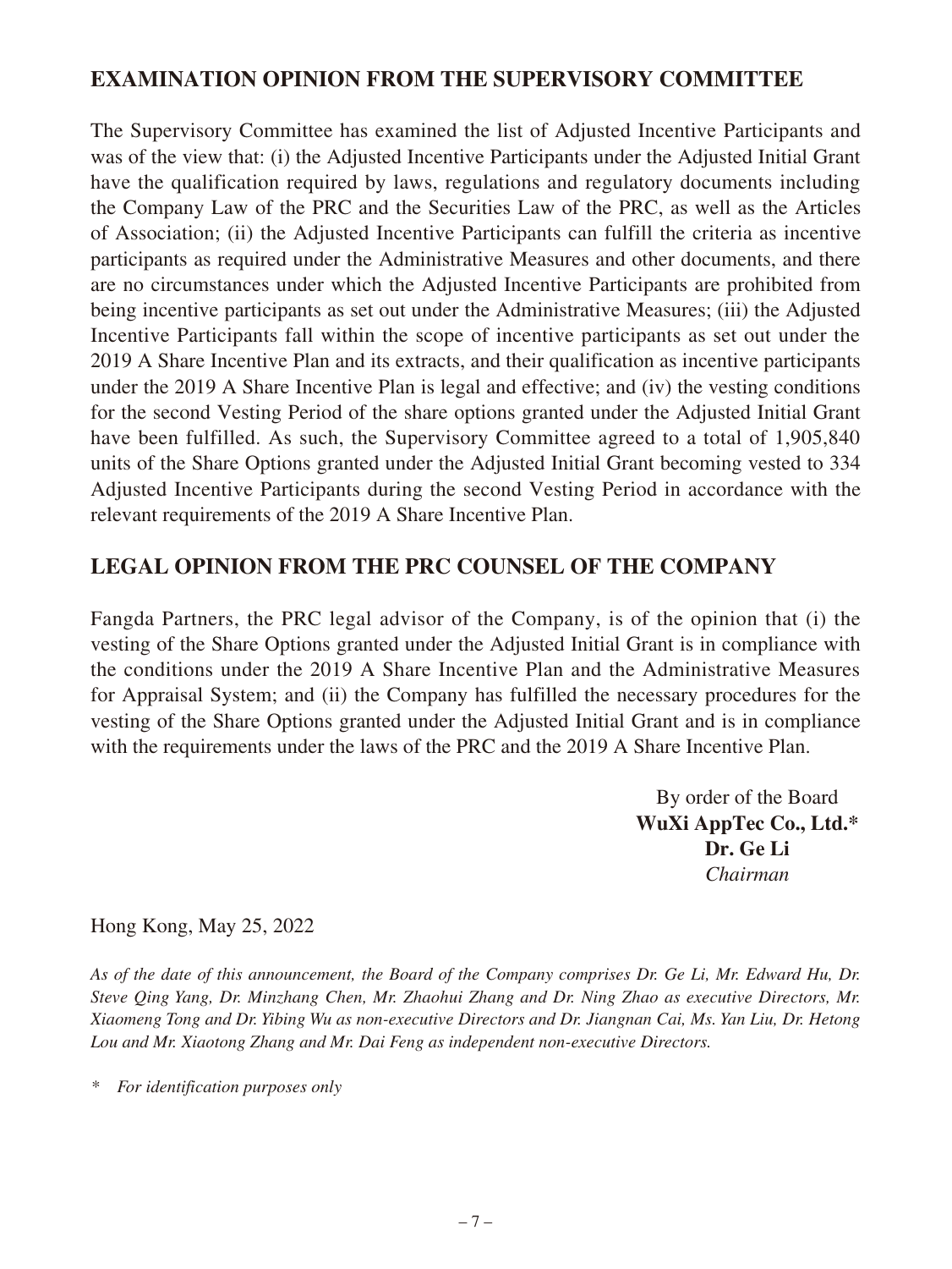## EXAMINATION OPINION FROM THE SUPERVISORY COMMITTEE

The Supervisory Committee has examined the list of Adjusted Incentive Participants and was of the view that: (i) the Adjusted Incentive Participants under the Adjusted Initial Grant have the qualification required by laws, regulations and regulatory documents including the Company Law of the PRC and the Securities Law of the PRC, as well as the Articles of Association; (ii) the Adjusted Incentive Participants can fulfill the criteria as incentive participants as required under the Administrative Measures and other documents, and there are no circumstances under which the Adjusted Incentive Participants are prohibited from being incentive participants as set out under the Administrative Measures; (iii) the Adjusted Incentive Participants fall within the scope of incentive participants as set out under the 2019 A Share Incentive Plan and its extracts, and their qualification as incentive participants under the 2019 A Share Incentive Plan is legal and effective; and (iv) the vesting conditions for the second Vesting Period of the share options granted under the Adjusted Initial Grant have been fulfilled. As such, the Supervisory Committee agreed to a total of 1,905,840 units of the Share Options granted under the Adjusted Initial Grant becoming vested to 334 Adjusted Incentive Participants during the second Vesting Period in accordance with the relevant requirements of the 2019 A Share Incentive Plan.

## LEGAL OPINION FROM THE PRC COUNSEL OF THE COMPANY

Fangda Partners, the PRC legal advisor of the Company, is of the opinion that (i) the vesting of the Share Options granted under the Adjusted Initial Grant is in compliance with the conditions under the 2019 A Share Incentive Plan and the Administrative Measures for Appraisal System; and (ii) the Company has fulfilled the necessary procedures for the vesting of the Share Options granted under the Adjusted Initial Grant and is in compliance with the requirements under the laws of the PRC and the 2019 A Share Incentive Plan.

By order of the Board
**WuXi AppTec Co., Ltd.***
**Dr. Ge Li**
*Chairman*

Hong Kong, May 25, 2022

*As of the date of this announcement, the Board of the Company comprises Dr. Ge Li, Mr. Edward Hu, Dr. Steve Qing Yang, Dr. Minzhang Chen, Mr. Zhaohui Zhang and Dr. Ning Zhao as executive Directors, Mr. Xiaomeng Tong and Dr. Yibing Wu as non-executive Directors and Dr. Jiangnan Cai, Ms. Yan Liu, Dr. Hetong Lou and Mr. Xiaotong Zhang and Mr. Dai Feng as independent non-executive Directors.*

\* *For identification purposes only*